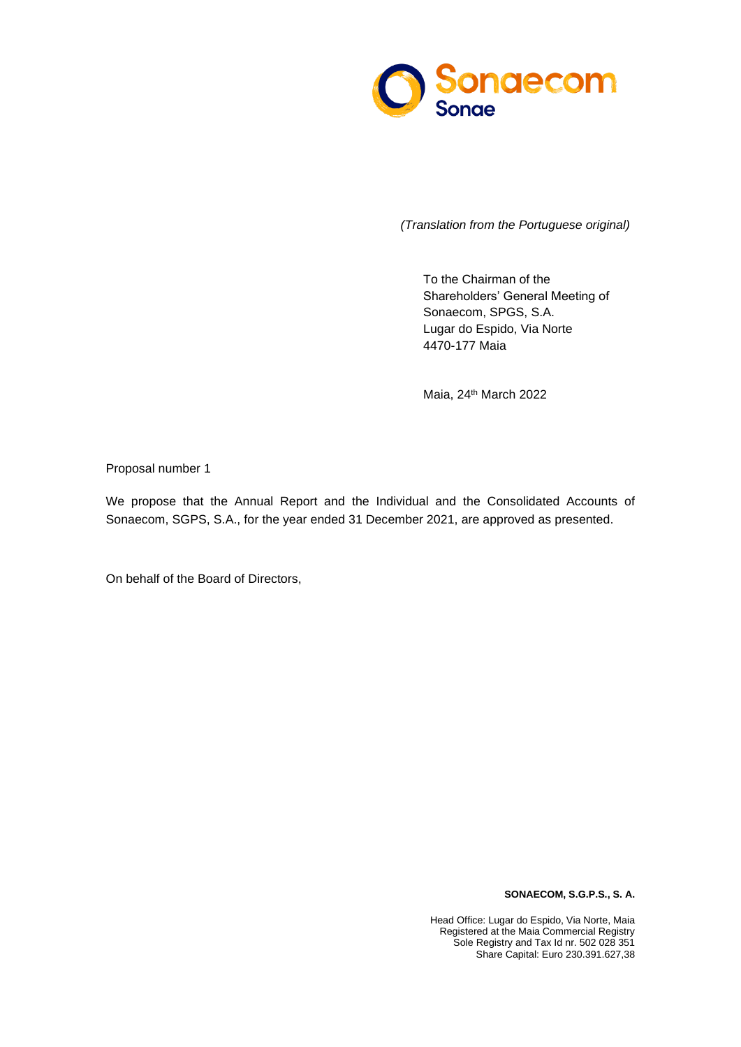*(Translation from the Portuguese original)*

To the Chairman of the
Shareholders' General Meeting of
Sonaecom, SPGS, S.A.
Lugar do Espido, Via Norte
4470-177 Maia

Maia, 24th March 2022

Proposal number 1

We propose that the Annual Report and the Individual and the Consolidated Accounts of Sonaecom, SGPS, S.A., for the year ended 31 December 2021, are approved as presented.

On behalf of the Board of Directors,

**SONAECOM, S.G.P.S., S. A.**

Head Office: Lugar do Espido, Via Norte, Maia
Registered at the Maia Commercial Registry
Sole Registry and Tax Id nr. 502 028 351
Share Capital: Euro 230.391.627,38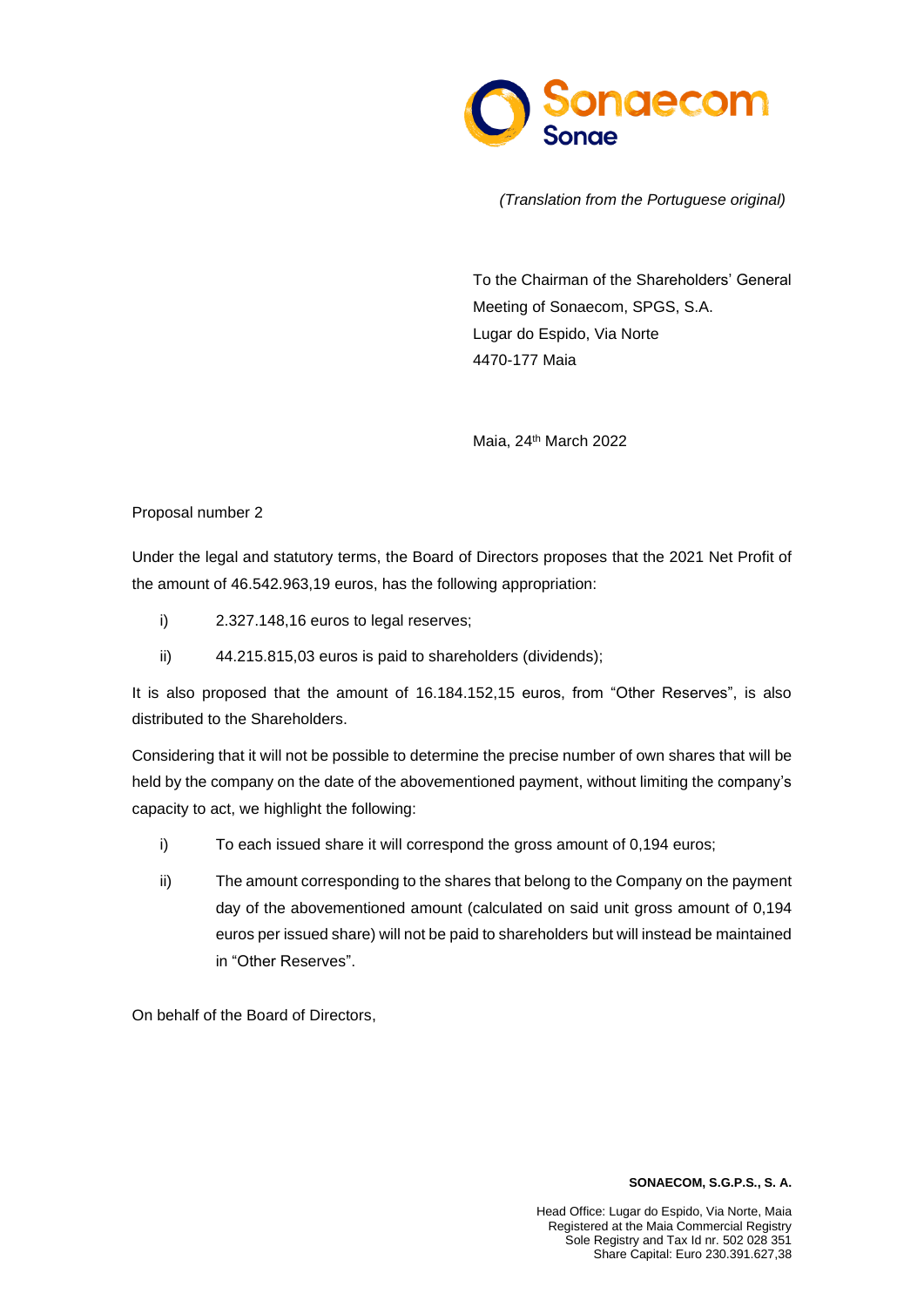*(Translation from the Portuguese original)*

To the Chairman of the Shareholders' General Meeting of Sonaecom, SPGS, S.A.
Lugar do Espido, Via Norte
4470-177 Maia

Maia, 24th March 2022

Proposal number 2

Under the legal and statutory terms, the Board of Directors proposes that the 2021 Net Profit of the amount of 46.542.963,19 euros, has the following appropriation:

i) 2.327.148,16 euros to legal reserves;

ii) 44.215.815,03 euros is paid to shareholders (dividends);

It is also proposed that the amount of 16.184.152,15 euros, from "Other Reserves", is also distributed to the Shareholders.

Considering that it will not be possible to determine the precise number of own shares that will be held by the company on the date of the abovementioned payment, without limiting the company's capacity to act, we highlight the following:

i) To each issued share it will correspond the gross amount of 0,194 euros;

ii) The amount corresponding to the shares that belong to the Company on the payment day of the abovementioned amount (calculated on said unit gross amount of 0,194 euros per issued share) will not be paid to shareholders but will instead be maintained in "Other Reserves".

On behalf of the Board of Directors,

**SONAECOM, S.G.P.S., S. A.**

Head Office: Lugar do Espido, Via Norte, Maia
Registered at the Maia Commercial Registry
Sole Registry and Tax Id nr. 502 028 351
Share Capital: Euro 230.391.627,38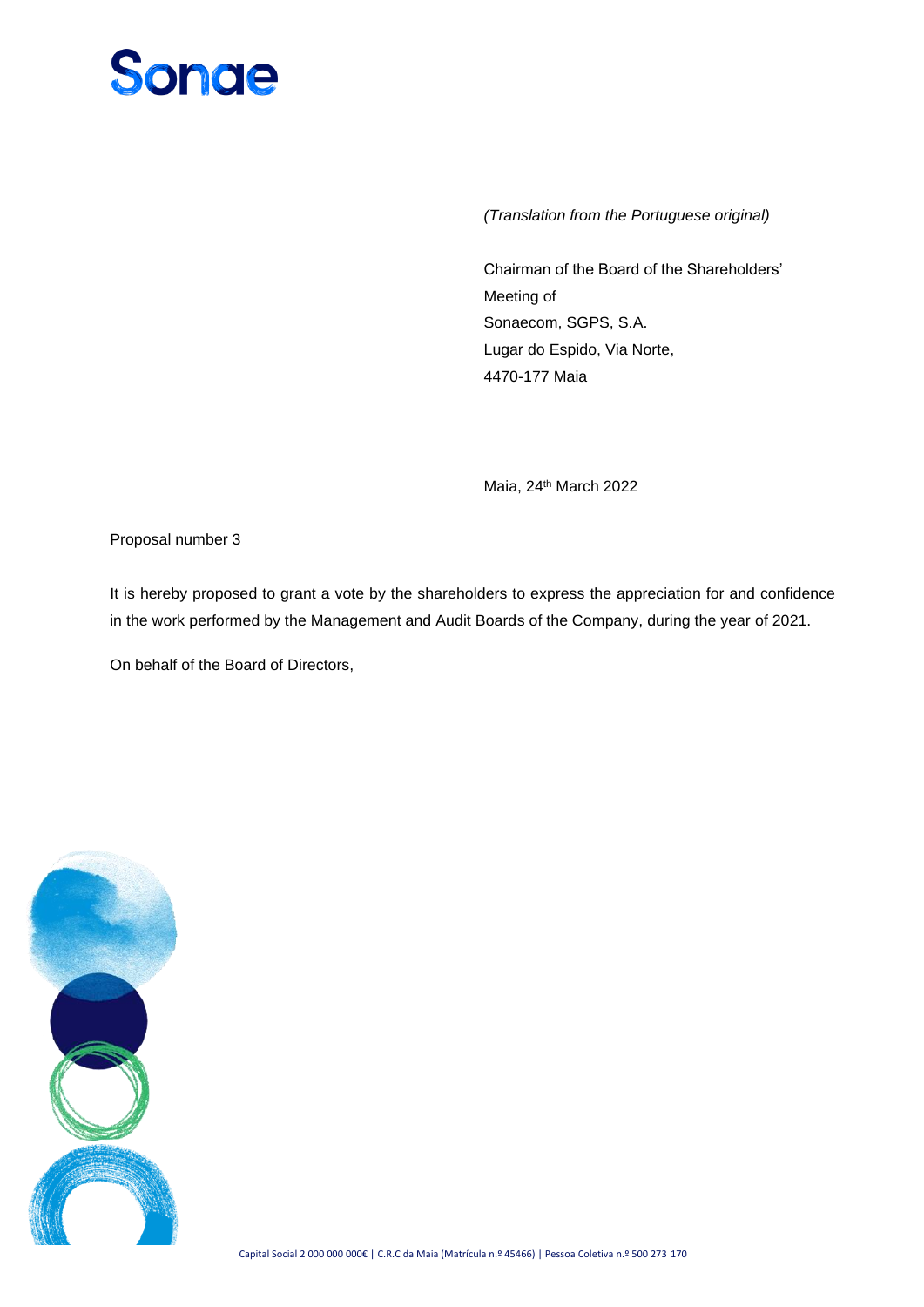*(Translation from the Portuguese original)*

Chairman of the Board of the Shareholders' Meeting of
Sonaecom, SGPS, S.A.
Lugar do Espido, Via Norte,
4470-177 Maia

Maia, 24th March 2022

Proposal number 3

It is hereby proposed to grant a vote by the shareholders to express the appreciation for and confidence in the work performed by the Management and Audit Boards of the Company, during the year of 2021.

On behalf of the Board of Directors,

Capital Social 2 000 000 000€ | C.R.C da Maia (Matrícula n.º 45466) | Pessoa Coletiva n.º 500 273 170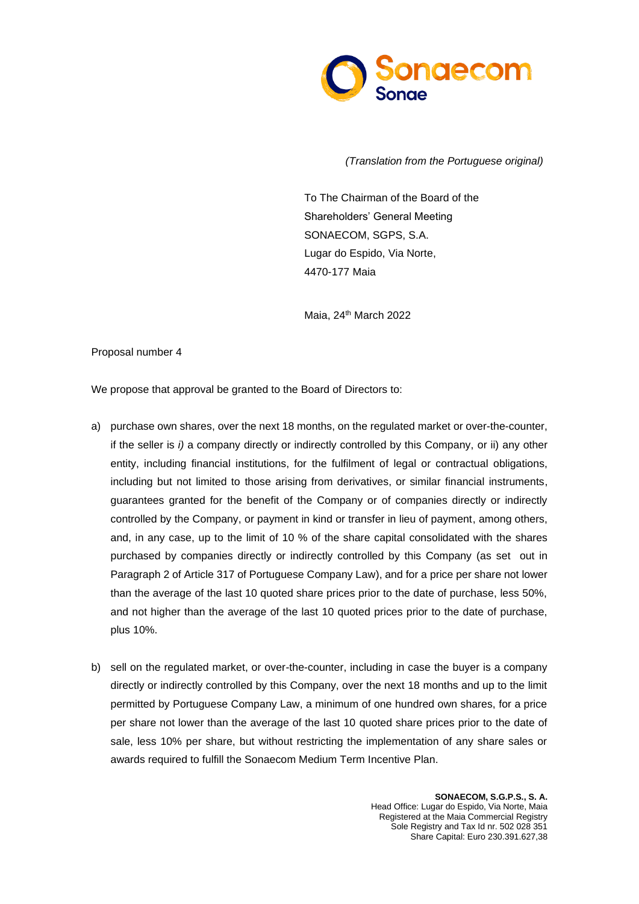*(Translation from the Portuguese original)*

To The Chairman of the Board of the Shareholders' General Meeting
SONAECOM, SGPS, S.A.
Lugar do Espido, Via Norte,
4470-177 Maia

Maia, 24th March 2022

Proposal number 4

We propose that approval be granted to the Board of Directors to:

a) purchase own shares, over the next 18 months, on the regulated market or over-the-counter, if the seller is *i)* a company directly or indirectly controlled by this Company, or ii) any other entity, including financial institutions, for the fulfilment of legal or contractual obligations, including but not limited to those arising from derivatives, or similar financial instruments, guarantees granted for the benefit of the Company or of companies directly or indirectly controlled by the Company, or payment in kind or transfer in lieu of payment, among others, and, in any case, up to the limit of 10 % of the share capital consolidated with the shares purchased by companies directly or indirectly controlled by this Company (as set out in Paragraph 2 of Article 317 of Portuguese Company Law), and for a price per share not lower than the average of the last 10 quoted share prices prior to the date of purchase, less 50%, and not higher than the average of the last 10 quoted prices prior to the date of purchase, plus 10%.

b) sell on the regulated market, or over-the-counter, including in case the buyer is a company directly or indirectly controlled by this Company, over the next 18 months and up to the limit permitted by Portuguese Company Law, a minimum of one hundred own shares, for a price per share not lower than the average of the last 10 quoted share prices prior to the date of sale, less 10% per share, but without restricting the implementation of any share sales or awards required to fulfill the Sonaecom Medium Term Incentive Plan.

**SONAECOM, S.G.P.S., S. A.**
Head Office: Lugar do Espido, Via Norte, Maia
Registered at the Maia Commercial Registry
Sole Registry and Tax Id nr. 502 028 351
Share Capital: Euro 230.391.627,38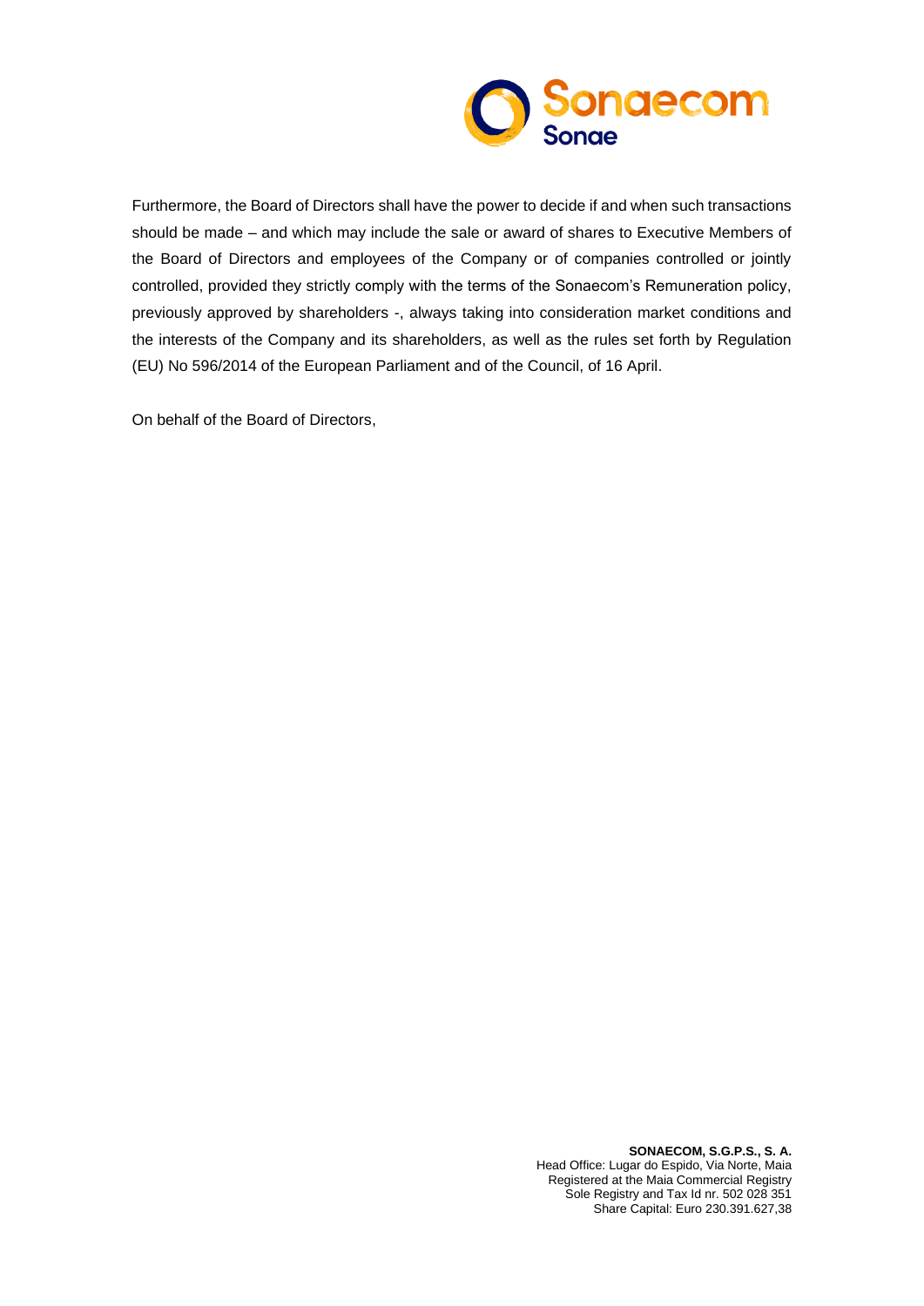Furthermore, the Board of Directors shall have the power to decide if and when such transactions should be made – and which may include the sale or award of shares to Executive Members of the Board of Directors and employees of the Company or of companies controlled or jointly controlled, provided they strictly comply with the terms of the Sonaecom's Remuneration policy, previously approved by shareholders -, always taking into consideration market conditions and the interests of the Company and its shareholders, as well as the rules set forth by Regulation (EU) No 596/2014 of the European Parliament and of the Council, of 16 April.

On behalf of the Board of Directors,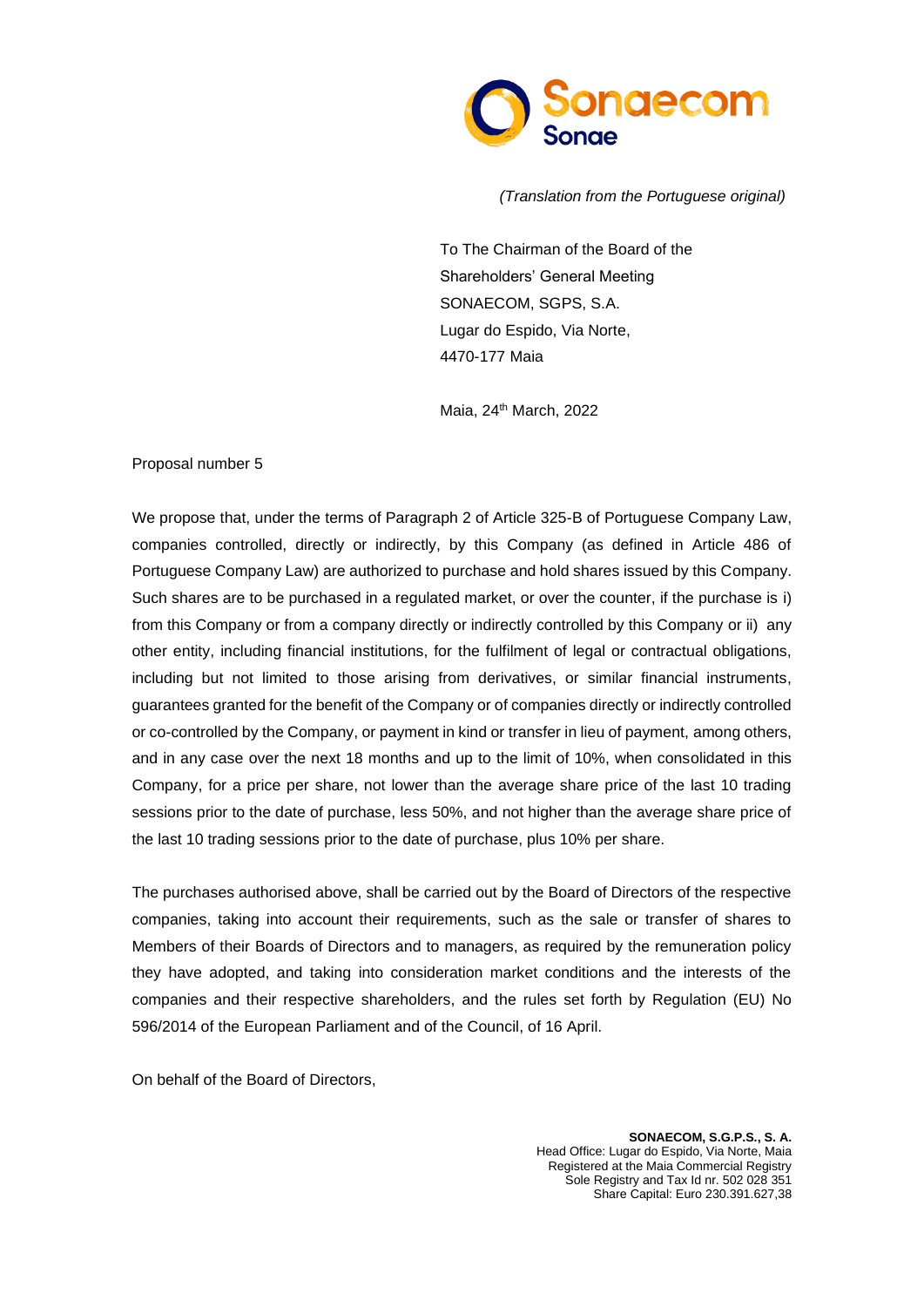*(Translation from the Portuguese original)*

To The Chairman of the Board of the
Shareholders' General Meeting
SONAECOM, SGPS, S.A.
Lugar do Espido, Via Norte,
4470-177 Maia

Maia, 24th March, 2022

Proposal number 5

We propose that, under the terms of Paragraph 2 of Article 325-B of Portuguese Company Law, companies controlled, directly or indirectly, by this Company (as defined in Article 486 of Portuguese Company Law) are authorized to purchase and hold shares issued by this Company. Such shares are to be purchased in a regulated market, or over the counter, if the purchase is i) from this Company or from a company directly or indirectly controlled by this Company or ii) any other entity, including financial institutions, for the fulfilment of legal or contractual obligations, including but not limited to those arising from derivatives, or similar financial instruments, guarantees granted for the benefit of the Company or of companies directly or indirectly controlled or co-controlled by the Company, or payment in kind or transfer in lieu of payment, among others, and in any case over the next 18 months and up to the limit of 10%, when consolidated in this Company, for a price per share, not lower than the average share price of the last 10 trading sessions prior to the date of purchase, less 50%, and not higher than the average share price of the last 10 trading sessions prior to the date of purchase, plus 10% per share.

The purchases authorised above, shall be carried out by the Board of Directors of the respective companies, taking into account their requirements, such as the sale or transfer of shares to Members of their Boards of Directors and to managers, as required by the remuneration policy they have adopted, and taking into consideration market conditions and the interests of the companies and their respective shareholders, and the rules set forth by Regulation (EU) No 596/2014 of the European Parliament and of the Council, of 16 April.

On behalf of the Board of Directors,

**SONAECOM, S.G.P.S., S. A.**
Head Office: Lugar do Espido, Via Norte, Maia
Registered at the Maia Commercial Registry
Sole Registry and Tax Id nr. 502 028 351
Share Capital: Euro 230.391.627,38